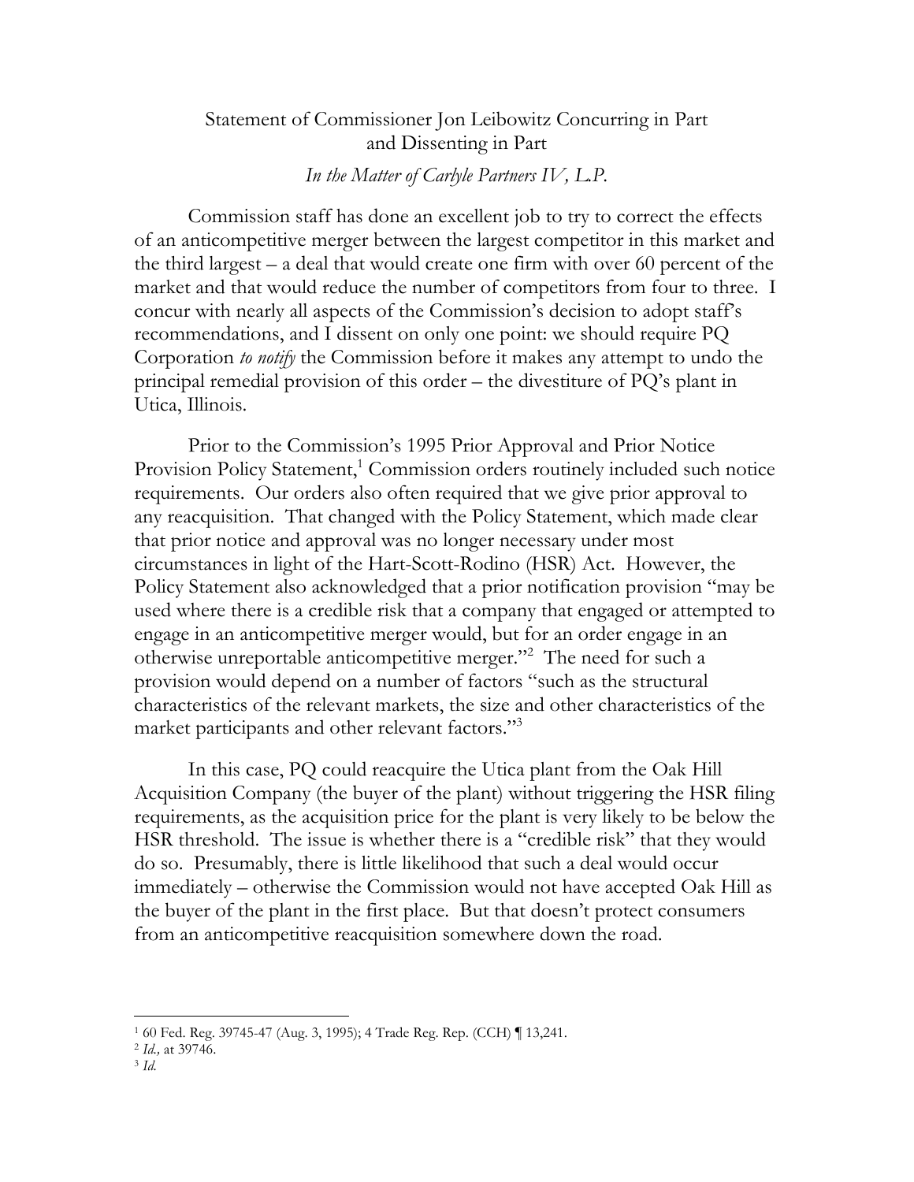Statement of Commissioner Jon Leibowitz Concurring in Part and Dissenting in Part

*In the Matter of Carlyle Partners IV, L.P.*

Commission staff has done an excellent job to try to correct the effects of an anticompetitive merger between the largest competitor in this market and the third largest – a deal that would create one firm with over 60 percent of the market and that would reduce the number of competitors from four to three. I concur with nearly all aspects of the Commission's decision to adopt staff's recommendations, and I dissent on only one point: we should require PQ Corporation *to notify* the Commission before it makes any attempt to undo the principal remedial provision of this order – the divestiture of PQ's plant in Utica, Illinois.

Prior to the Commission's 1995 Prior Approval and Prior Notice Provision Policy Statement,[1] Commission orders routinely included such notice requirements. Our orders also often required that we give prior approval to any reacquisition. That changed with the Policy Statement, which made clear that prior notice and approval was no longer necessary under most circumstances in light of the Hart-Scott-Rodino (HSR) Act. However, the Policy Statement also acknowledged that a prior notification provision "may be used where there is a credible risk that a company that engaged or attempted to engage in an anticompetitive merger would, but for an order engage in an otherwise unreportable anticompetitive merger."[2] The need for such a provision would depend on a number of factors "such as the structural characteristics of the relevant markets, the size and other characteristics of the market participants and other relevant factors."[3]

In this case, PQ could reacquire the Utica plant from the Oak Hill Acquisition Company (the buyer of the plant) without triggering the HSR filing requirements, as the acquisition price for the plant is very likely to be below the HSR threshold. The issue is whether there is a "credible risk" that they would do so. Presumably, there is little likelihood that such a deal would occur immediately – otherwise the Commission would not have accepted Oak Hill as the buyer of the plant in the first place. But that doesn't protect consumers from an anticompetitive reacquisition somewhere down the road.

[1] 60 Fed. Reg. 39745-47 (Aug. 3, 1995); 4 Trade Reg. Rep. (CCH) ¶ 13,241.

[2] *Id.,* at 39746.

[3] *Id.*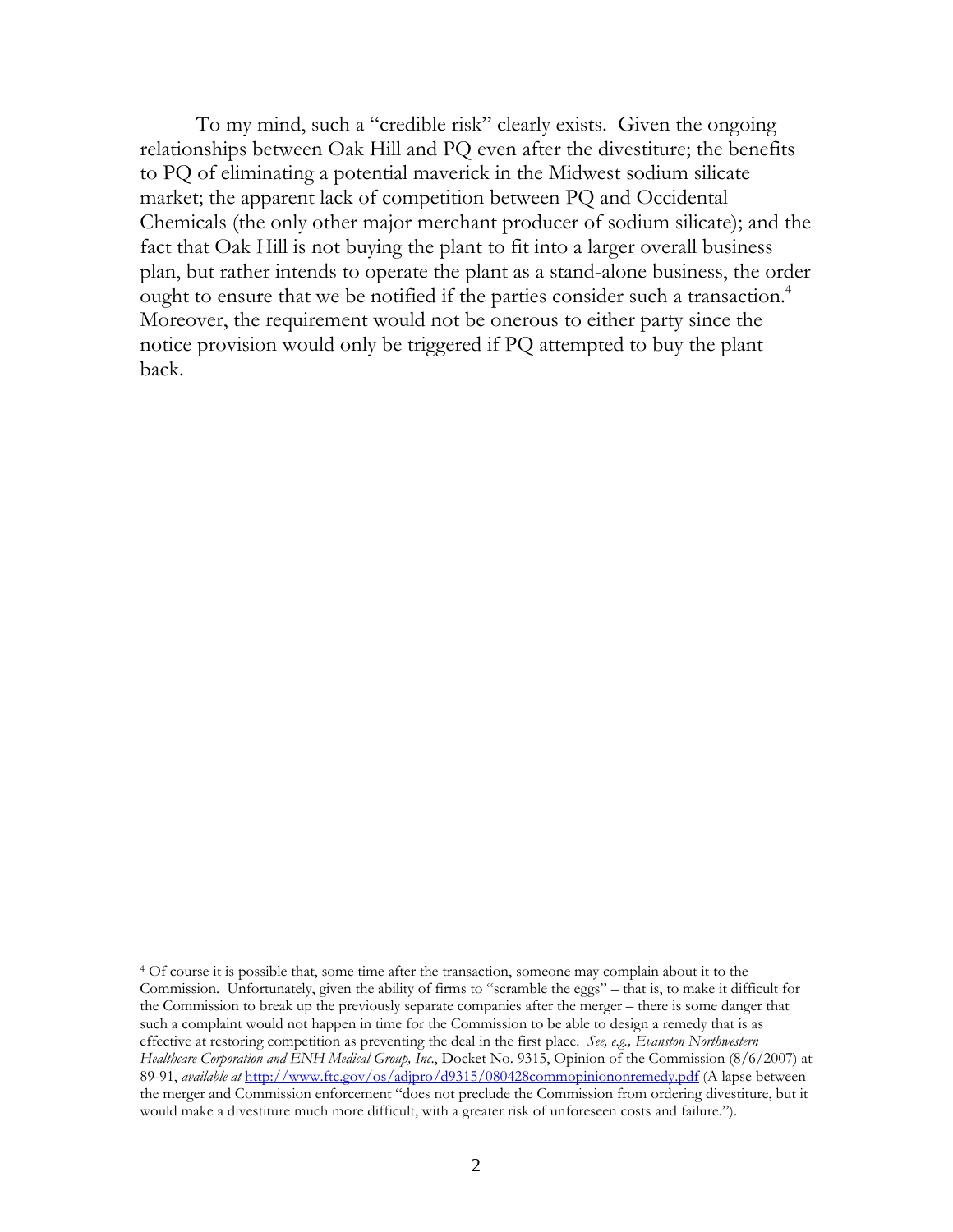To my mind, such a "credible risk" clearly exists. Given the ongoing relationships between Oak Hill and PQ even after the divestiture; the benefits to PQ of eliminating a potential maverick in the Midwest sodium silicate market; the apparent lack of competition between PQ and Occidental Chemicals (the only other major merchant producer of sodium silicate); and the fact that Oak Hill is not buying the plant to fit into a larger overall business plan, but rather intends to operate the plant as a stand-alone business, the order ought to ensure that we be notified if the parties consider such a transaction.[4] Moreover, the requirement would not be onerous to either party since the notice provision would only be triggered if PQ attempted to buy the plant back.

---

[4] Of course it is possible that, some time after the transaction, someone may complain about it to the Commission. Unfortunately, given the ability of firms to "scramble the eggs" – that is, to make it difficult for the Commission to break up the previously separate companies after the merger – there is some danger that such a complaint would not happen in time for the Commission to be able to design a remedy that is as effective at restoring competition as preventing the deal in the first place. *See, e.g., Evanston Northwestern Healthcare Corporation and ENH Medical Group, Inc.*, Docket No. 9315, Opinion of the Commission (8/6/2007) at 89-91, *available at* http://www.ftc.gov/os/adjpro/d9315/080428commopiniononremedy.pdf (A lapse between the merger and Commission enforcement "does not preclude the Commission from ordering divestiture, but it would make a divestiture much more difficult, with a greater risk of unforeseen costs and failure.").